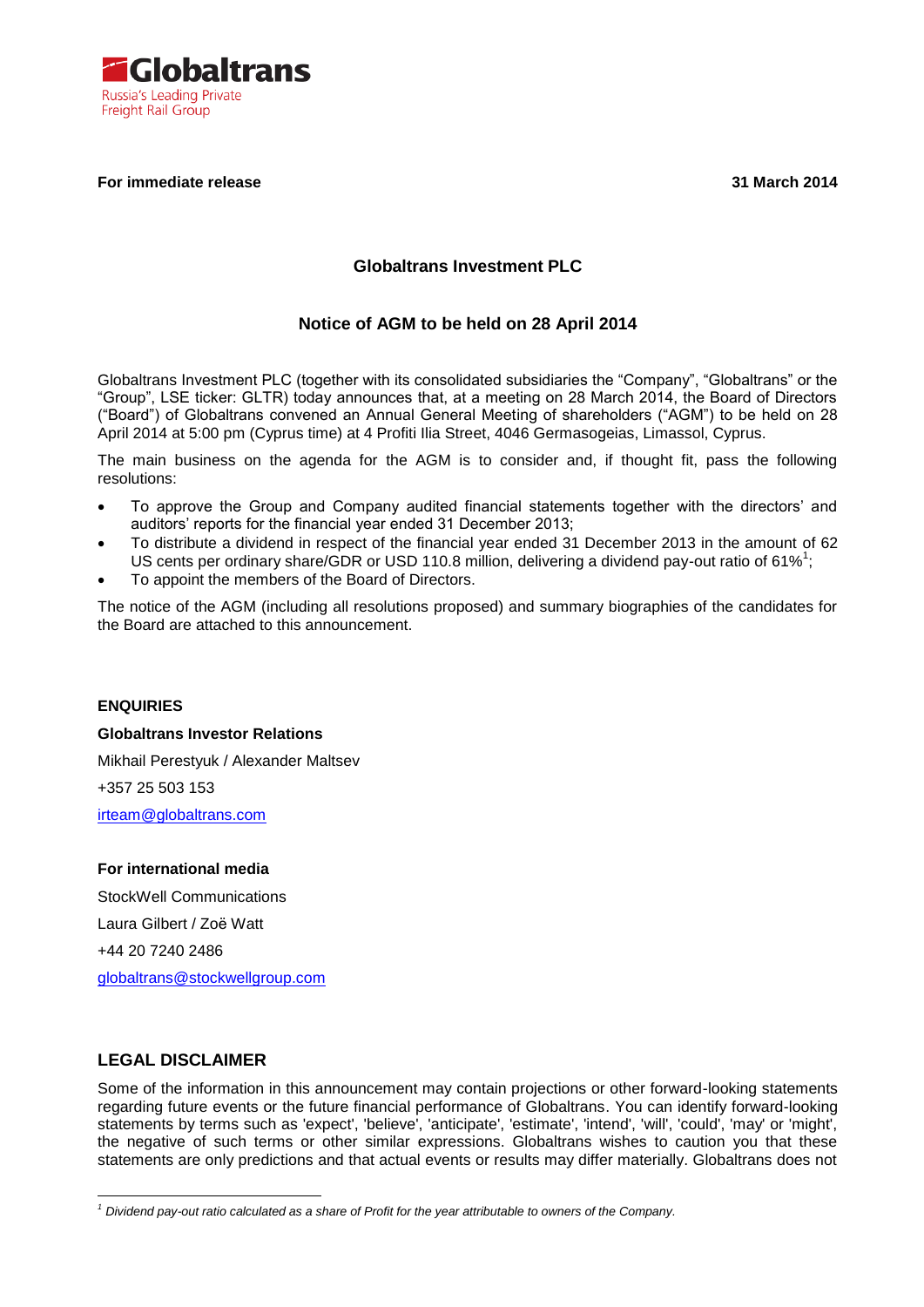**Globaltrans**
Russia's Leading Private
Freight Rail Group

**For immediate release** **31 March 2014**

## Globaltrans Investment PLC

### Notice of AGM to be held on 28 April 2014

Globaltrans Investment PLC (together with its consolidated subsidiaries the "Company", "Globaltrans" or the "Group", LSE ticker: GLTR) today announces that, at a meeting on 28 March 2014, the Board of Directors ("Board") of Globaltrans convened an Annual General Meeting of shareholders ("AGM") to be held on 28 April 2014 at 5:00 pm (Cyprus time) at 4 Profiti Ilia Street, 4046 Germasogeias, Limassol, Cyprus.

The main business on the agenda for the AGM is to consider and, if thought fit, pass the following resolutions:

- To approve the Group and Company audited financial statements together with the directors' and auditors' reports for the financial year ended 31 December 2013;
- To distribute a dividend in respect of the financial year ended 31 December 2013 in the amount of 62 US cents per ordinary share/GDR or USD 110.8 million, delivering a dividend pay-out ratio of 61%[1];
- To appoint the members of the Board of Directors.

The notice of the AGM (including all resolutions proposed) and summary biographies of the candidates for the Board are attached to this announcement.

**ENQUIRIES**

**Globaltrans Investor Relations**

Mikhail Perestyuk / Alexander Maltsev

+357 25 503 153

irteam@globaltrans.com

**For international media**

StockWell Communications

Laura Gilbert / Zoë Watt

+44 20 7240 2486

globaltrans@stockwellgroup.com

## LEGAL DISCLAIMER

Some of the information in this announcement may contain projections or other forward-looking statements regarding future events or the future financial performance of Globaltrans. You can identify forward-looking statements by terms such as 'expect', 'believe', 'anticipate', 'estimate', 'intend', 'will', 'could', 'may' or 'might', the negative of such terms or other similar expressions. Globaltrans wishes to caution you that these statements are only predictions and that actual events or results may differ materially. Globaltrans does not

---

[1] *Dividend pay-out ratio calculated as a share of Profit for the year attributable to owners of the Company.*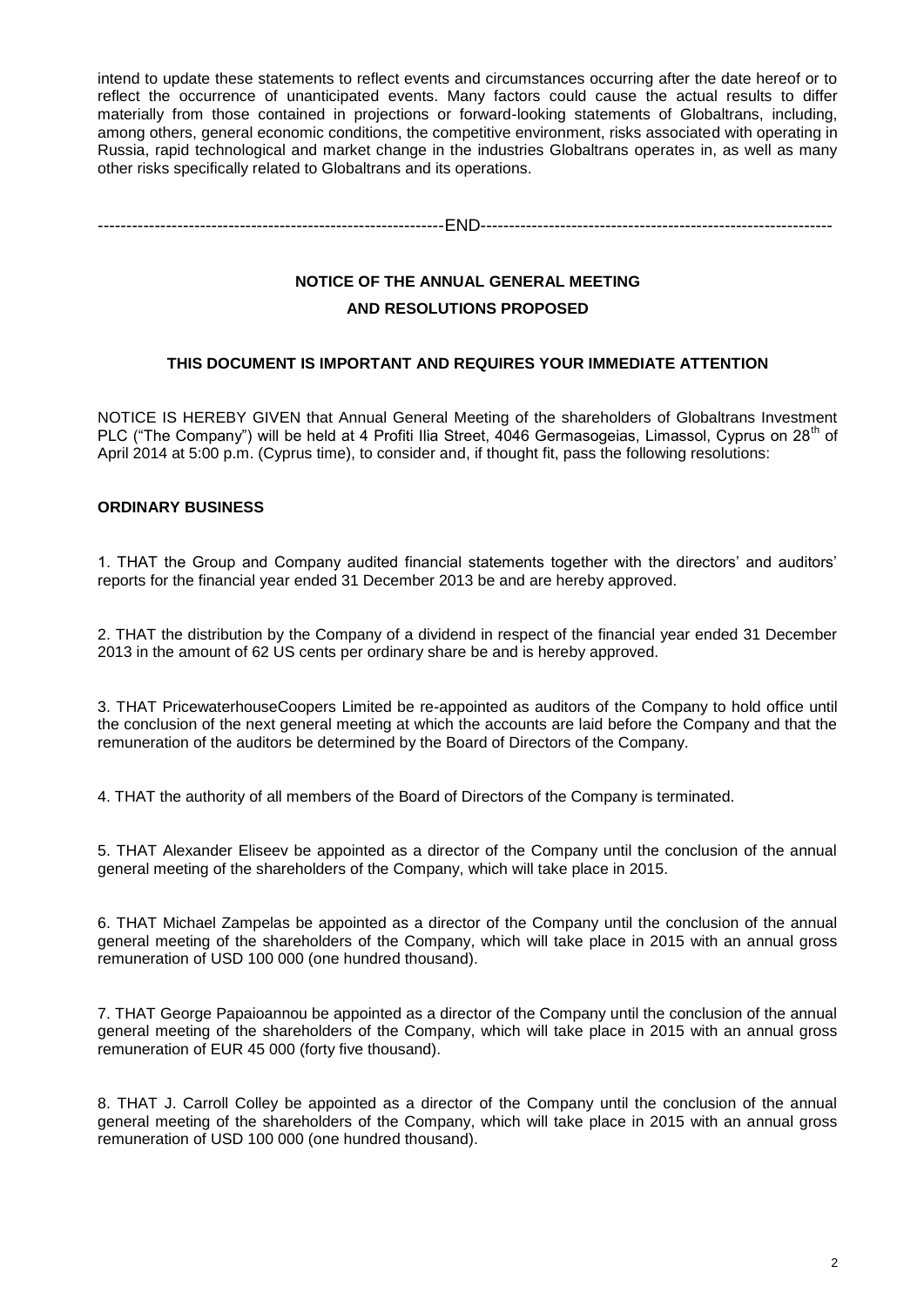intend to update these statements to reflect events and circumstances occurring after the date hereof or to reflect the occurrence of unanticipated events. Many factors could cause the actual results to differ materially from those contained in projections or forward-looking statements of Globaltrans, including, among others, general economic conditions, the competitive environment, risks associated with operating in Russia, rapid technological and market change in the industries Globaltrans operates in, as well as many other risks specifically related to Globaltrans and its operations.

------------------------------------------------------------END-------------------------------------------------------------

## NOTICE OF THE ANNUAL GENERAL MEETING AND RESOLUTIONS PROPOSED

**THIS DOCUMENT IS IMPORTANT AND REQUIRES YOUR IMMEDIATE ATTENTION**

NOTICE IS HEREBY GIVEN that Annual General Meeting of the shareholders of Globaltrans Investment PLC ("The Company") will be held at 4 Profiti Ilia Street, 4046 Germasogeias, Limassol, Cyprus on 28th of April 2014 at 5:00 p.m. (Cyprus time), to consider and, if thought fit, pass the following resolutions:

### ORDINARY BUSINESS

1. THAT the Group and Company audited financial statements together with the directors' and auditors' reports for the financial year ended 31 December 2013 be and are hereby approved.

2. THAT the distribution by the Company of a dividend in respect of the financial year ended 31 December 2013 in the amount of 62 US cents per ordinary share be and is hereby approved.

3. THAT PricewaterhouseCoopers Limited be re-appointed as auditors of the Company to hold office until the conclusion of the next general meeting at which the accounts are laid before the Company and that the remuneration of the auditors be determined by the Board of Directors of the Company.

4. THAT the authority of all members of the Board of Directors of the Company is terminated.

5. THAT Alexander Eliseev be appointed as a director of the Company until the conclusion of the annual general meeting of the shareholders of the Company, which will take place in 2015.

6. THAT Michael Zampelas be appointed as a director of the Company until the conclusion of the annual general meeting of the shareholders of the Company, which will take place in 2015 with an annual gross remuneration of USD 100 000 (one hundred thousand).

7. THAT George Papaioannou be appointed as a director of the Company until the conclusion of the annual general meeting of the shareholders of the Company, which will take place in 2015 with an annual gross remuneration of EUR 45 000 (forty five thousand).

8. THAT J. Carroll Colley be appointed as a director of the Company until the conclusion of the annual general meeting of the shareholders of the Company, which will take place in 2015 with an annual gross remuneration of USD 100 000 (one hundred thousand).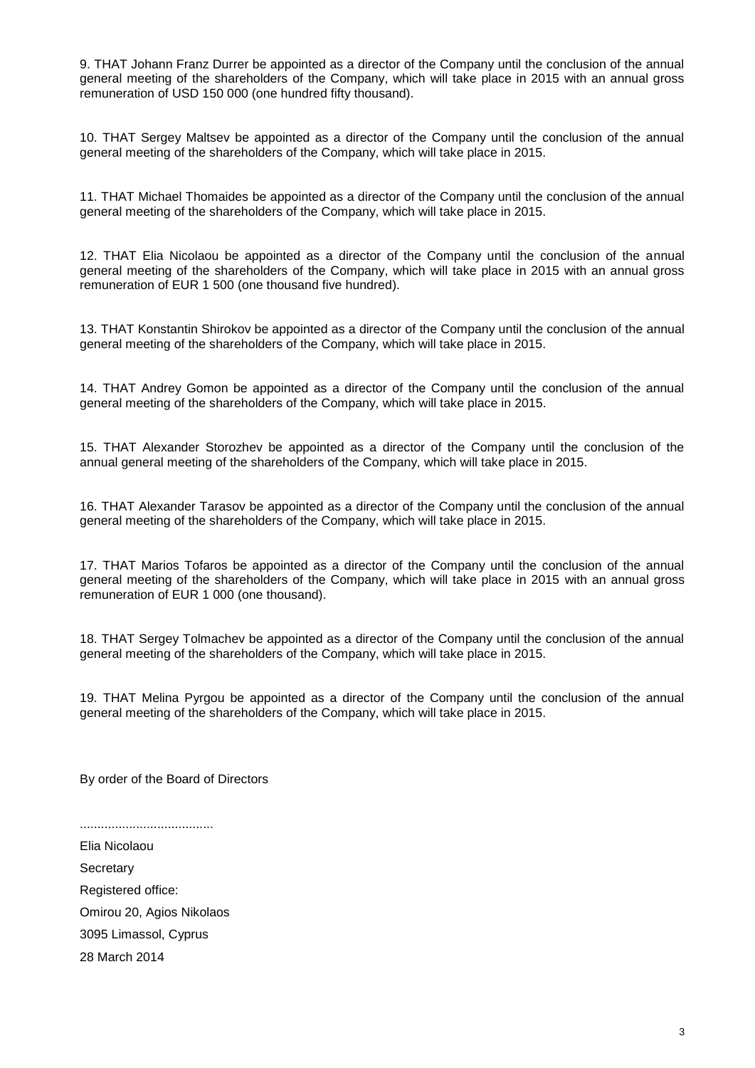9. THAT Johann Franz Durrer be appointed as a director of the Company until the conclusion of the annual general meeting of the shareholders of the Company, which will take place in 2015 with an annual gross remuneration of USD 150 000 (one hundred fifty thousand).

10. THAT Sergey Maltsev be appointed as a director of the Company until the conclusion of the annual general meeting of the shareholders of the Company, which will take place in 2015.

11. THAT Michael Thomaides be appointed as a director of the Company until the conclusion of the annual general meeting of the shareholders of the Company, which will take place in 2015.

12. THAT Elia Nicolaou be appointed as a director of the Company until the conclusion of the annual general meeting of the shareholders of the Company, which will take place in 2015 with an annual gross remuneration of EUR 1 500 (one thousand five hundred).

13. THAT Konstantin Shirokov be appointed as a director of the Company until the conclusion of the annual general meeting of the shareholders of the Company, which will take place in 2015.

14. THAT Andrey Gomon be appointed as a director of the Company until the conclusion of the annual general meeting of the shareholders of the Company, which will take place in 2015.

15. THAT Alexander Storozhev be appointed as a director of the Company until the conclusion of the annual general meeting of the shareholders of the Company, which will take place in 2015.

16. THAT Alexander Tarasov be appointed as a director of the Company until the conclusion of the annual general meeting of the shareholders of the Company, which will take place in 2015.

17. THAT Marios Tofaros be appointed as a director of the Company until the conclusion of the annual general meeting of the shareholders of the Company, which will take place in 2015 with an annual gross remuneration of EUR 1 000 (one thousand).

18. THAT Sergey Tolmachev be appointed as a director of the Company until the conclusion of the annual general meeting of the shareholders of the Company, which will take place in 2015.

19. THAT Melina Pyrgou be appointed as a director of the Company until the conclusion of the annual general meeting of the shareholders of the Company, which will take place in 2015.

By order of the Board of Directors

......................................

Elia Nicolaou

Secretary

Registered office:

Omirou 20, Agios Nikolaos

3095 Limassol, Cyprus

28 March 2014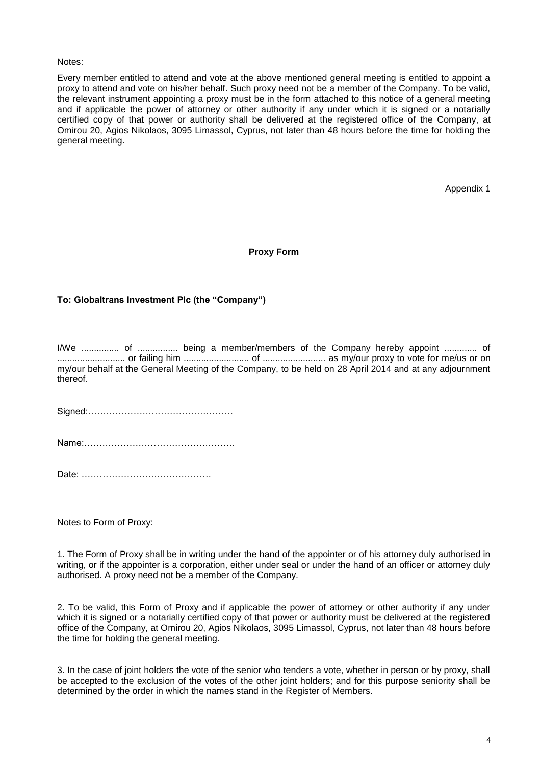Notes:

Every member entitled to attend and vote at the above mentioned general meeting is entitled to appoint a proxy to attend and vote on his/her behalf. Such proxy need not be a member of the Company. To be valid, the relevant instrument appointing a proxy must be in the form attached to this notice of a general meeting and if applicable the power of attorney or other authority if any under which it is signed or a notarially certified copy of that power or authority shall be delivered at the registered office of the Company, at Omirou 20, Agios Nikolaos, 3095 Limassol, Cyprus, not later than 48 hours before the time for holding the general meeting.

Appendix 1

**Proxy Form**

**To: Globaltrans Investment Plc (the "Company")**

I/We ............... of ................ being a member/members of the Company hereby appoint ............. of ........................... or failing him .......................... of ......................... as my/our proxy to vote for me/us or on my/our behalf at the General Meeting of the Company, to be held on 28 April 2014 and at any adjournment thereof.

Signed:…………………………………………

Name:…………………………………………..

Date: …………………………………….

Notes to Form of Proxy:

1. The Form of Proxy shall be in writing under the hand of the appointer or of his attorney duly authorised in writing, or if the appointer is a corporation, either under seal or under the hand of an officer or attorney duly authorised. A proxy need not be a member of the Company.

2. To be valid, this Form of Proxy and if applicable the power of attorney or other authority if any under which it is signed or a notarially certified copy of that power or authority must be delivered at the registered office of the Company, at Omirou 20, Agios Nikolaos, 3095 Limassol, Cyprus, not later than 48 hours before the time for holding the general meeting.

3. In the case of joint holders the vote of the senior who tenders a vote, whether in person or by proxy, shall be accepted to the exclusion of the votes of the other joint holders; and for this purpose seniority shall be determined by the order in which the names stand in the Register of Members.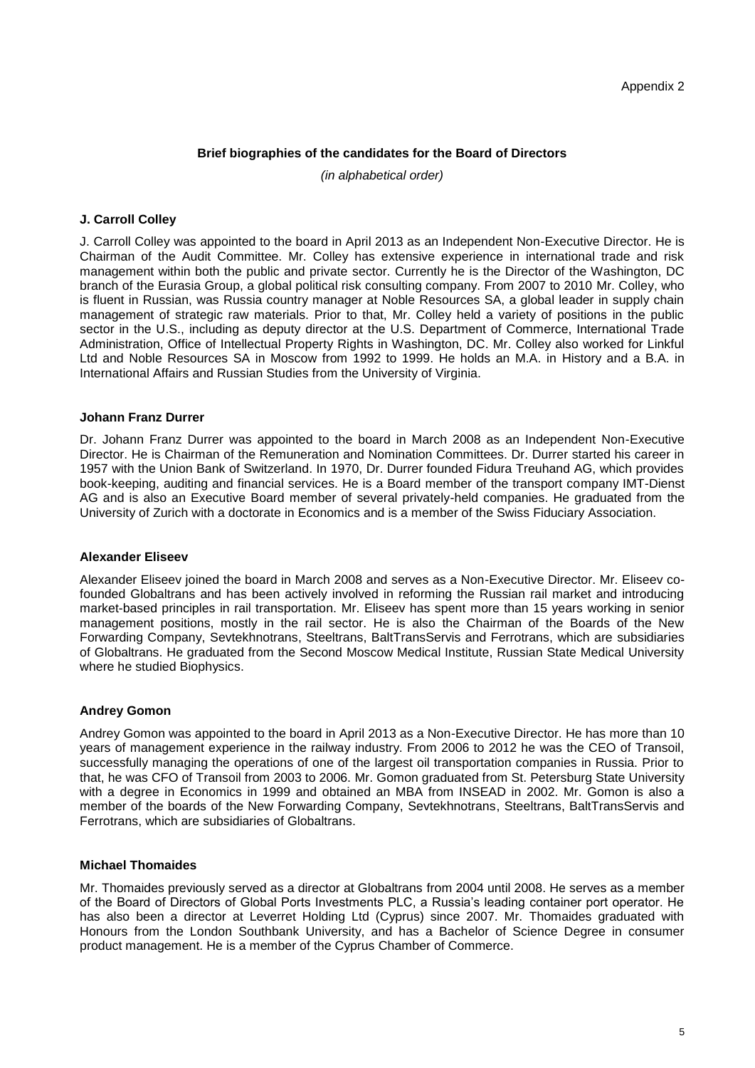Appendix 2

## Brief biographies of the candidates for the Board of Directors

*(in alphabetical order)*

### J. Carroll Colley

J. Carroll Colley was appointed to the board in April 2013 as an Independent Non-Executive Director. He is Chairman of the Audit Committee. Mr. Colley has extensive experience in international trade and risk management within both the public and private sector. Currently he is the Director of the Washington, DC branch of the Eurasia Group, a global political risk consulting company. From 2007 to 2010 Mr. Colley, who is fluent in Russian, was Russia country manager at Noble Resources SA, a global leader in supply chain management of strategic raw materials. Prior to that, Mr. Colley held a variety of positions in the public sector in the U.S., including as deputy director at the U.S. Department of Commerce, International Trade Administration, Office of Intellectual Property Rights in Washington, DC. Mr. Colley also worked for Linkful Ltd and Noble Resources SA in Moscow from 1992 to 1999. He holds an M.A. in History and a B.A. in International Affairs and Russian Studies from the University of Virginia.

### Johann Franz Durrer

Dr. Johann Franz Durrer was appointed to the board in March 2008 as an Independent Non-Executive Director. He is Chairman of the Remuneration and Nomination Committees. Dr. Durrer started his career in 1957 with the Union Bank of Switzerland. In 1970, Dr. Durrer founded Fidura Treuhand AG, which provides book-keeping, auditing and financial services. He is a Board member of the transport company IMT-Dienst AG and is also an Executive Board member of several privately-held companies. He graduated from the University of Zurich with a doctorate in Economics and is a member of the Swiss Fiduciary Association.

### Alexander Eliseev

Alexander Eliseev joined the board in March 2008 and serves as a Non-Executive Director. Mr. Eliseev co-founded Globaltrans and has been actively involved in reforming the Russian rail market and introducing market-based principles in rail transportation. Mr. Eliseev has spent more than 15 years working in senior management positions, mostly in the rail sector. He is also the Chairman of the Boards of the New Forwarding Company, Sevtekhnotrans, Steeltrans, BaltTransServis and Ferrotrans, which are subsidiaries of Globaltrans. He graduated from the Second Moscow Medical Institute, Russian State Medical University where he studied Biophysics.

### Andrey Gomon

Andrey Gomon was appointed to the board in April 2013 as a Non-Executive Director. He has more than 10 years of management experience in the railway industry. From 2006 to 2012 he was the CEO of Transoil, successfully managing the operations of one of the largest oil transportation companies in Russia. Prior to that, he was CFO of Transoil from 2003 to 2006. Mr. Gomon graduated from St. Petersburg State University with a degree in Economics in 1999 and obtained an MBA from INSEAD in 2002. Mr. Gomon is also a member of the boards of the New Forwarding Company, Sevtekhnotrans, Steeltrans, BaltTransServis and Ferrotrans, which are subsidiaries of Globaltrans.

### Michael Thomaides

Mr. Thomaides previously served as a director at Globaltrans from 2004 until 2008. He serves as a member of the Board of Directors of Global Ports Investments PLC, a Russia's leading container port operator. He has also been a director at Leverret Holding Ltd (Cyprus) since 2007. Mr. Thomaides graduated with Honours from the London Southbank University, and has a Bachelor of Science Degree in consumer product management. He is a member of the Cyprus Chamber of Commerce.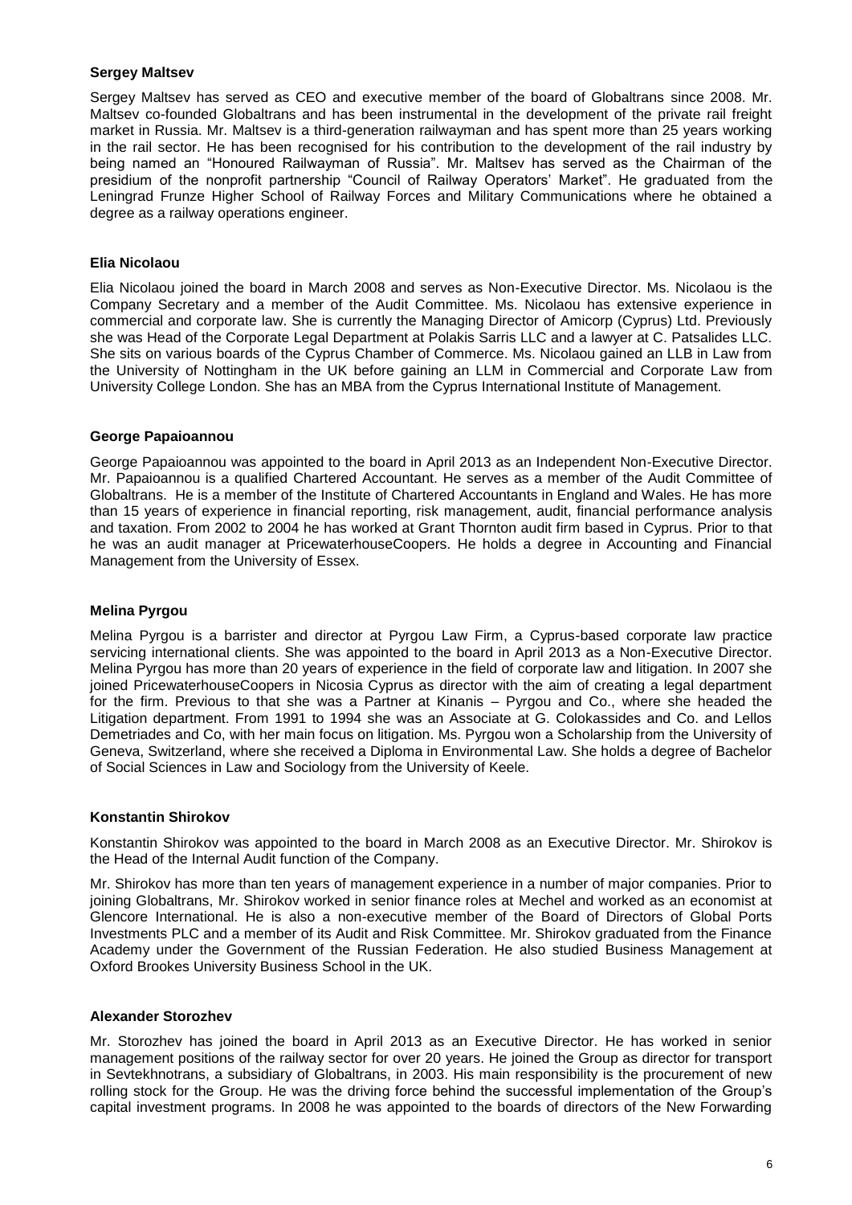**Sergey Maltsev**

Sergey Maltsev has served as CEO and executive member of the board of Globaltrans since 2008. Mr. Maltsev co-founded Globaltrans and has been instrumental in the development of the private rail freight market in Russia. Mr. Maltsev is a third-generation railwayman and has spent more than 25 years working in the rail sector. He has been recognised for his contribution to the development of the rail industry by being named an "Honoured Railwayman of Russia". Mr. Maltsev has served as the Chairman of the presidium of the nonprofit partnership "Council of Railway Operators' Market". He graduated from the Leningrad Frunze Higher School of Railway Forces and Military Communications where he obtained a degree as a railway operations engineer.

**Elia Nicolaou**

Elia Nicolaou joined the board in March 2008 and serves as Non-Executive Director. Ms. Nicolaou is the Company Secretary and a member of the Audit Committee. Ms. Nicolaou has extensive experience in commercial and corporate law. She is currently the Managing Director of Amicorp (Cyprus) Ltd. Previously she was Head of the Corporate Legal Department at Polakis Sarris LLC and a lawyer at C. Patsalides LLC. She sits on various boards of the Cyprus Chamber of Commerce. Ms. Nicolaou gained an LLB in Law from the University of Nottingham in the UK before gaining an LLM in Commercial and Corporate Law from University College London. She has an MBA from the Cyprus International Institute of Management.

**George Papaioannou**

George Papaioannou was appointed to the board in April 2013 as an Independent Non-Executive Director. Mr. Papaioannou is a qualified Chartered Accountant. He serves as a member of the Audit Committee of Globaltrans. He is a member of the Institute of Chartered Accountants in England and Wales. He has more than 15 years of experience in financial reporting, risk management, audit, financial performance analysis and taxation. From 2002 to 2004 he has worked at Grant Thornton audit firm based in Cyprus. Prior to that he was an audit manager at PricewaterhouseCoopers. He holds a degree in Accounting and Financial Management from the University of Essex.

**Melina Pyrgou**

Melina Pyrgou is a barrister and director at Pyrgou Law Firm, a Cyprus-based corporate law practice servicing international clients. She was appointed to the board in April 2013 as a Non-Executive Director. Melina Pyrgou has more than 20 years of experience in the field of corporate law and litigation. In 2007 she joined PricewaterhouseCoopers in Nicosia Cyprus as director with the aim of creating a legal department for the firm. Previous to that she was a Partner at Kinanis – Pyrgou and Co., where she headed the Litigation department. From 1991 to 1994 she was an Associate at G. Colokassides and Co. and Lellos Demetriades and Co, with her main focus on litigation. Ms. Pyrgou won a Scholarship from the University of Geneva, Switzerland, where she received a Diploma in Environmental Law. She holds a degree of Bachelor of Social Sciences in Law and Sociology from the University of Keele.

**Konstantin Shirokov**

Konstantin Shirokov was appointed to the board in March 2008 as an Executive Director. Mr. Shirokov is the Head of the Internal Audit function of the Company.

Mr. Shirokov has more than ten years of management experience in a number of major companies. Prior to joining Globaltrans, Mr. Shirokov worked in senior finance roles at Mechel and worked as an economist at Glencore International. He is also a non-executive member of the Board of Directors of Global Ports Investments PLC and a member of its Audit and Risk Committee. Mr. Shirokov graduated from the Finance Academy under the Government of the Russian Federation. He also studied Business Management at Oxford Brookes University Business School in the UK.

**Alexander Storozhev**

Mr. Storozhev has joined the board in April 2013 as an Executive Director. He has worked in senior management positions of the railway sector for over 20 years. He joined the Group as director for transport in Sevtekhnotrans, a subsidiary of Globaltrans, in 2003. His main responsibility is the procurement of new rolling stock for the Group. He was the driving force behind the successful implementation of the Group's capital investment programs. In 2008 he was appointed to the boards of directors of the New Forwarding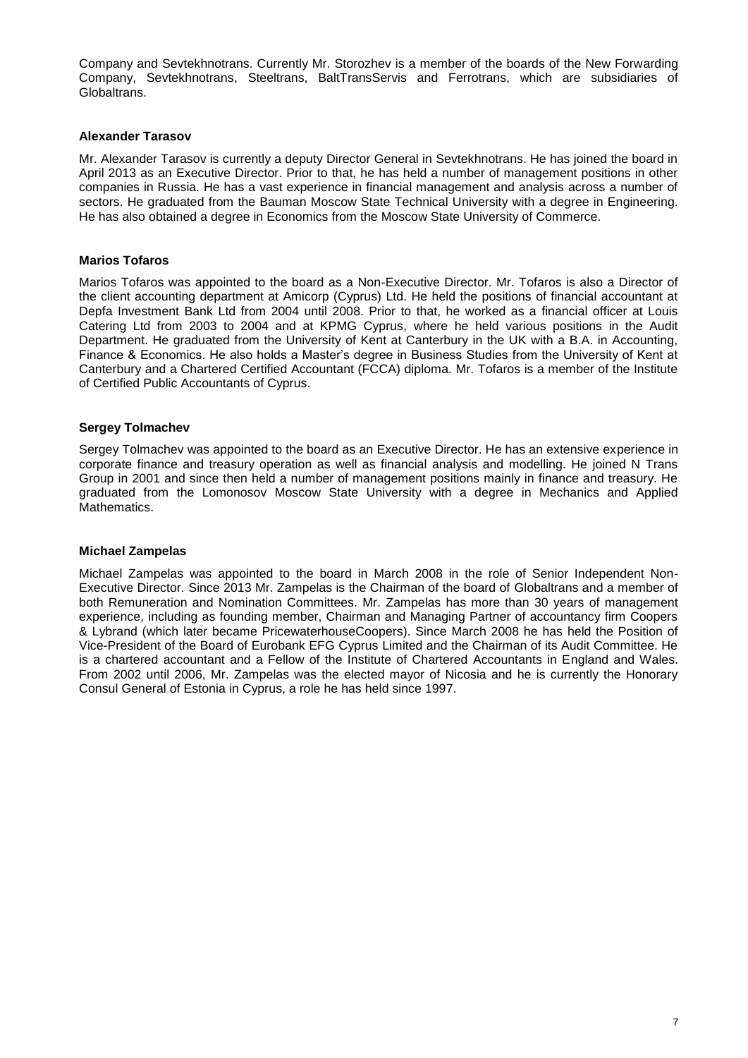Company and Sevtekhnotrans. Currently Mr. Storozhev is a member of the boards of the New Forwarding Company, Sevtekhnotrans, Steeltrans, BaltTransServis and Ferrotrans, which are subsidiaries of Globaltrans.

**Alexander Tarasov**

Mr. Alexander Tarasov is currently a deputy Director General in Sevtekhnotrans. He has joined the board in April 2013 as an Executive Director. Prior to that, he has held a number of management positions in other companies in Russia. He has a vast experience in financial management and analysis across a number of sectors. He graduated from the Bauman Moscow State Technical University with a degree in Engineering. He has also obtained a degree in Economics from the Moscow State University of Commerce.

**Marios Tofaros**

Marios Tofaros was appointed to the board as a Non-Executive Director. Mr. Tofaros is also a Director of the client accounting department at Amicorp (Cyprus) Ltd. He held the positions of financial accountant at Depfa Investment Bank Ltd from 2004 until 2008. Prior to that, he worked as a financial officer at Louis Catering Ltd from 2003 to 2004 and at KPMG Cyprus, where he held various positions in the Audit Department. He graduated from the University of Kent at Canterbury in the UK with a B.A. in Accounting, Finance & Economics. He also holds a Master's degree in Business Studies from the University of Kent at Canterbury and a Chartered Certified Accountant (FCCA) diploma. Mr. Tofaros is a member of the Institute of Certified Public Accountants of Cyprus.

**Sergey Tolmachev**

Sergey Tolmachev was appointed to the board as an Executive Director. He has an extensive experience in corporate finance and treasury operation as well as financial analysis and modelling. He joined N Trans Group in 2001 and since then held a number of management positions mainly in finance and treasury. He graduated from the Lomonosov Moscow State University with a degree in Mechanics and Applied Mathematics.

**Michael Zampelas**

Michael Zampelas was appointed to the board in March 2008 in the role of Senior Independent Non-Executive Director. Since 2013 Mr. Zampelas is the Chairman of the board of Globaltrans and a member of both Remuneration and Nomination Committees. Mr. Zampelas has more than 30 years of management experience, including as founding member, Chairman and Managing Partner of accountancy firm Coopers & Lybrand (which later became PricewaterhouseCoopers). Since March 2008 he has held the Position of Vice-President of the Board of Eurobank EFG Cyprus Limited and the Chairman of its Audit Committee. He is a chartered accountant and a Fellow of the Institute of Chartered Accountants in England and Wales. From 2002 until 2006, Mr. Zampelas was the elected mayor of Nicosia and he is currently the Honorary Consul General of Estonia in Cyprus, a role he has held since 1997.